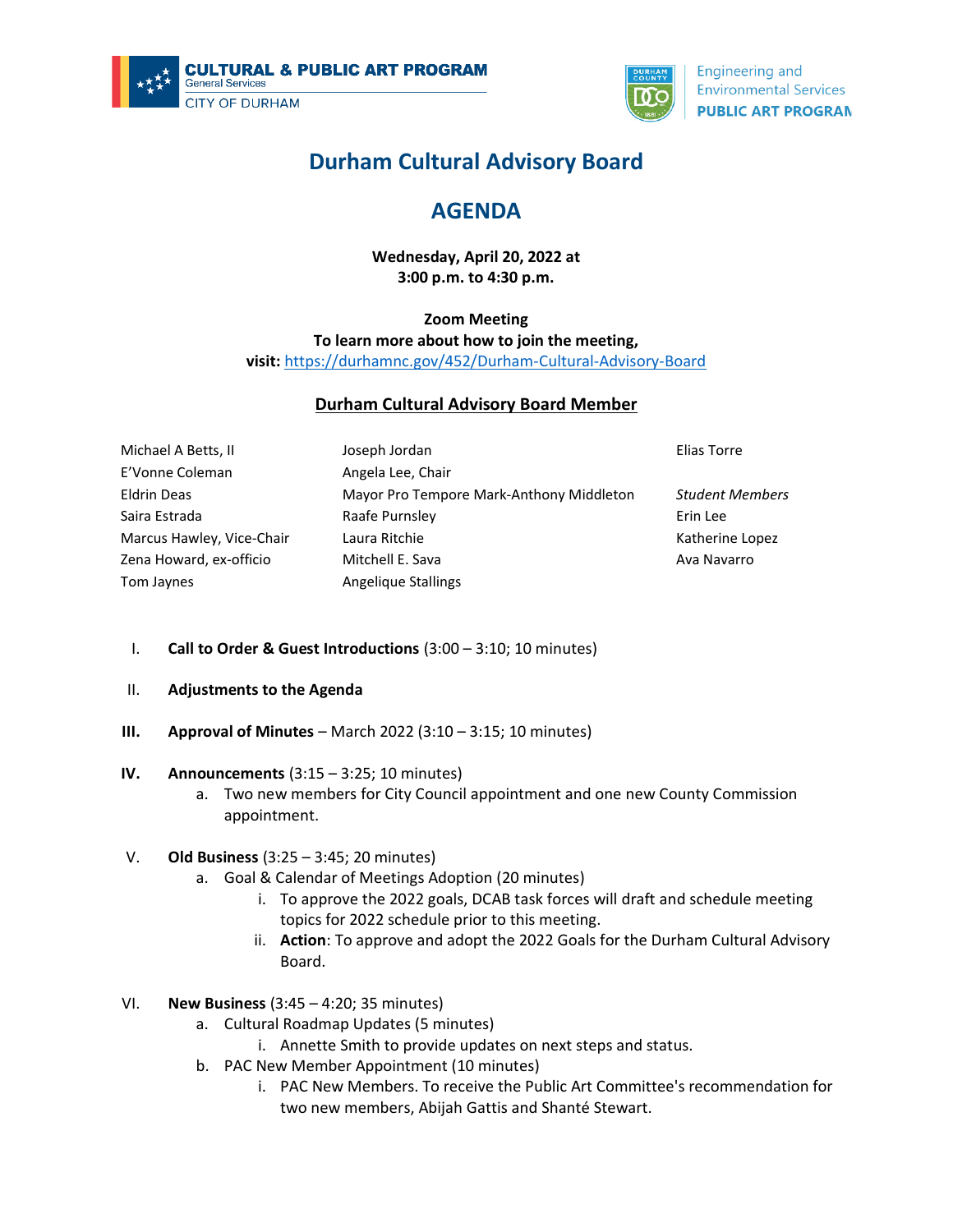CULTURAL & PUBLIC ART PROGRAM
General Services
CITY OF DURHAM

Engineering and Environmental Services
PUBLIC ART PROGRAM

# Durham Cultural Advisory Board

# AGENDA

**Wednesday, April 20, 2022 at**
**3:00 p.m. to 4:30 p.m.**

**Zoom Meeting**
**To learn more about how to join the meeting,**
**visit:** https://durhamnc.gov/452/Durham-Cultural-Advisory-Board

## Durham Cultural Advisory Board Member

Michael A Betts, II
E'Vonne Coleman
Eldrin Deas
Saira Estrada
Marcus Hawley, Vice-Chair
Zena Howard, ex-officio
Tom Jaynes
Joseph Jordan
Angela Lee, Chair
Mayor Pro Tempore Mark-Anthony Middleton
Raafe Purnsley
Laura Ritchie
Mitchell E. Sava
Angelique Stallings
Elias Torre

*Student Members*
Erin Lee
Katherine Lopez
Ava Navarro

I. **Call to Order & Guest Introductions** (3:00 – 3:10; 10 minutes)

II. **Adjustments to the Agenda**

**III.** **Approval of Minutes** – March 2022 (3:10 – 3:15; 10 minutes)

**IV.** **Announcements** (3:15 – 3:25; 10 minutes)
  a. Two new members for City Council appointment and one new County Commission appointment.

V. **Old Business** (3:25 – 3:45; 20 minutes)
  a. Goal & Calendar of Meetings Adoption (20 minutes)
    i. To approve the 2022 goals, DCAB task forces will draft and schedule meeting topics for 2022 schedule prior to this meeting.
    ii. **Action**: To approve and adopt the 2022 Goals for the Durham Cultural Advisory Board.

VI. **New Business** (3:45 – 4:20; 35 minutes)
  a. Cultural Roadmap Updates (5 minutes)
    i. Annette Smith to provide updates on next steps and status.
  b. PAC New Member Appointment (10 minutes)
    i. PAC New Members. To receive the Public Art Committee's recommendation for two new members, Abijah Gattis and Shanté Stewart.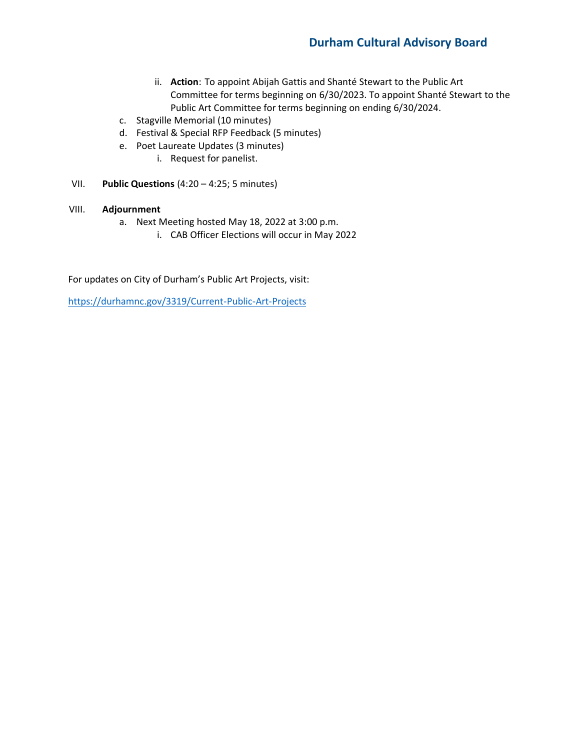ii. **Action**: To appoint Abijah Gattis and Shanté Stewart to the Public Art Committee for terms beginning on 6/30/2023. To appoint Shanté Stewart to the Public Art Committee for terms beginning on ending 6/30/2024.

c. Stagville Memorial (10 minutes)

d. Festival & Special RFP Feedback (5 minutes)

e. Poet Laureate Updates (3 minutes)

i. Request for panelist.

VII. **Public Questions** (4:20 – 4:25; 5 minutes)

VIII. **Adjournment**

a. Next Meeting hosted May 18, 2022 at 3:00 p.m.

i. CAB Officer Elections will occur in May 2022

For updates on City of Durham's Public Art Projects, visit:

https://durhamnc.gov/3319/Current-Public-Art-Projects